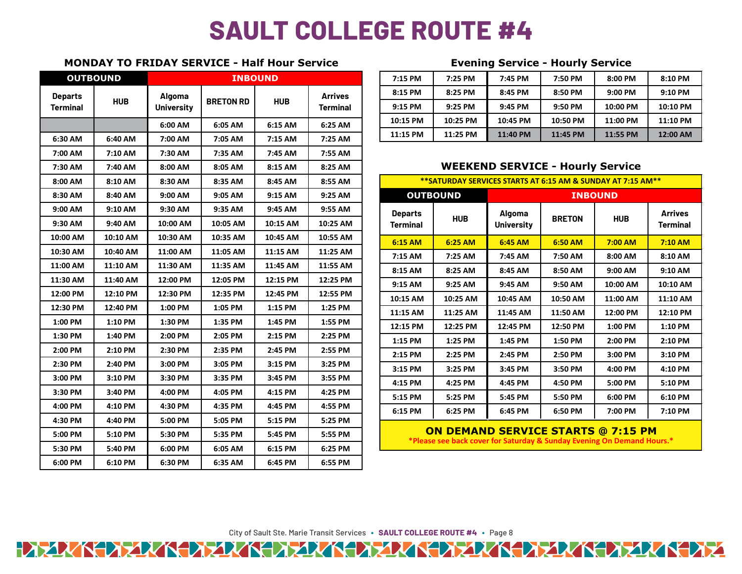# SAULT COLLEGE ROUTE #4

## MONDAY TO FRIDAY SERVICE - Half Hour Service

| OUTBOUND | | INBOUND | | | |
|---|---|---|---|---|---|
| Departs Terminal | HUB | Algoma University | BRETON RD | HUB | Arrives Terminal |
| | | 6:00 AM | 6:05 AM | 6:15 AM | 6:25 AM |
| 6:30 AM | 6:40 AM | 7:00 AM | 7:05 AM | 7:15 AM | 7:25 AM |
| 7:00 AM | 7:10 AM | 7:30 AM | 7:35 AM | 7:45 AM | 7:55 AM |
| 7:30 AM | 7:40 AM | 8:00 AM | 8:05 AM | 8:15 AM | 8:25 AM |
| 8:00 AM | 8:10 AM | 8:30 AM | 8:35 AM | 8:45 AM | 8:55 AM |
| 8:30 AM | 8:40 AM | 9:00 AM | 9:05 AM | 9:15 AM | 9:25 AM |
| 9:00 AM | 9:10 AM | 9:30 AM | 9:35 AM | 9:45 AM | 9:55 AM |
| 9:30 AM | 9:40 AM | 10:00 AM | 10:05 AM | 10:15 AM | 10:25 AM |
| 10:00 AM | 10:10 AM | 10:30 AM | 10:35 AM | 10:45 AM | 10:55 AM |
| 10:30 AM | 10:40 AM | 11:00 AM | 11:05 AM | 11:15 AM | 11:25 AM |
| 11:00 AM | 11:10 AM | 11:30 AM | 11:35 AM | 11:45 AM | 11:55 AM |
| 11:30 AM | 11:40 AM | 12:00 PM | 12:05 PM | 12:15 PM | 12:25 PM |
| 12:00 PM | 12:10 PM | 12:30 PM | 12:35 PM | 12:45 PM | 12:55 PM |
| 12:30 PM | 12:40 PM | 1:00 PM | 1:05 PM | 1:15 PM | 1:25 PM |
| 1:00 PM | 1:10 PM | 1:30 PM | 1:35 PM | 1:45 PM | 1:55 PM |
| 1:30 PM | 1:40 PM | 2:00 PM | 2:05 PM | 2:15 PM | 2:25 PM |
| 2:00 PM | 2:10 PM | 2:30 PM | 2:35 PM | 2:45 PM | 2:55 PM |
| 2:30 PM | 2:40 PM | 3:00 PM | 3:05 PM | 3:15 PM | 3:25 PM |
| 3:00 PM | 3:10 PM | 3:30 PM | 3:35 PM | 3:45 PM | 3:55 PM |
| 3:30 PM | 3:40 PM | 4:00 PM | 4:05 PM | 4:15 PM | 4:25 PM |
| 4:00 PM | 4:10 PM | 4:30 PM | 4:35 PM | 4:45 PM | 4:55 PM |
| 4:30 PM | 4:40 PM | 5:00 PM | 5:05 PM | 5:15 PM | 5:25 PM |
| 5:00 PM | 5:10 PM | 5:30 PM | 5:35 PM | 5:45 PM | 5:55 PM |
| 5:30 PM | 5:40 PM | 6:00 PM | 6:05 AM | 6:15 PM | 6:25 PM |
| 6:00 PM | 6:10 PM | 6:30 PM | 6:35 AM | 6:45 PM | 6:55 PM |

## Evening Service - Hourly Service

| | | | | | |
|---|---|---|---|---|---|
| 7:15 PM | 7:25 PM | 7:45 PM | 7:50 PM | 8:00 PM | 8:10 PM |
| 8:15 PM | 8:25 PM | 8:45 PM | 8:50 PM | 9:00 PM | 9:10 PM |
| 9:15 PM | 9:25 PM | 9:45 PM | 9:50 PM | 10:00 PM | 10:10 PM |
| 10:15 PM | 10:25 PM | 10:45 PM | 10:50 PM | 11:00 PM | 11:10 PM |
| 11:15 PM | 11:25 PM | 11:40 PM | 11:45 PM | 11:55 PM | 12:00 AM |

## WEEKEND SERVICE - Hourly Service

**SATURDAY SERVICES STARTS AT 6:15 AM & SUNDAY AT 7:15 AM**

| OUTBOUND | | INBOUND | | | |
|---|---|---|---|---|---|
| Departs Terminal | HUB | Algoma University | BRETON | HUB | Arrives Terminal |
| 6:15 AM | 6:25 AM | 6:45 AM | 6:50 AM | 7:00 AM | 7:10 AM |
| 7:15 AM | 7:25 AM | 7:45 AM | 7:50 AM | 8:00 AM | 8:10 AM |
| 8:15 AM | 8:25 AM | 8:45 AM | 8:50 AM | 9:00 AM | 9:10 AM |
| 9:15 AM | 9:25 AM | 9:45 AM | 9:50 AM | 10:00 AM | 10:10 AM |
| 10:15 AM | 10:25 AM | 10:45 AM | 10:50 AM | 11:00 AM | 11:10 AM |
| 11:15 AM | 11:25 AM | 11:45 AM | 11:50 AM | 12:00 PM | 12:10 PM |
| 12:15 PM | 12:25 PM | 12:45 PM | 12:50 PM | 1:00 PM | 1:10 PM |
| 1:15 PM | 1:25 PM | 1:45 PM | 1:50 PM | 2:00 PM | 2:10 PM |
| 2:15 PM | 2:25 PM | 2:45 PM | 2:50 PM | 3:00 PM | 3:10 PM |
| 3:15 PM | 3:25 PM | 3:45 PM | 3:50 PM | 4:00 PM | 4:10 PM |
| 4:15 PM | 4:25 PM | 4:45 PM | 4:50 PM | 5:00 PM | 5:10 PM |
| 5:15 PM | 5:25 PM | 5:45 PM | 5:50 PM | 6:00 PM | 6:10 PM |
| 6:15 PM | 6:25 PM | 6:45 PM | 6:50 PM | 7:00 PM | 7:10 PM |

**ON DEMAND SERVICE STARTS @ 7:15 PM**

*Please see back cover for Saturday & Sunday Evening On Demand Hours.*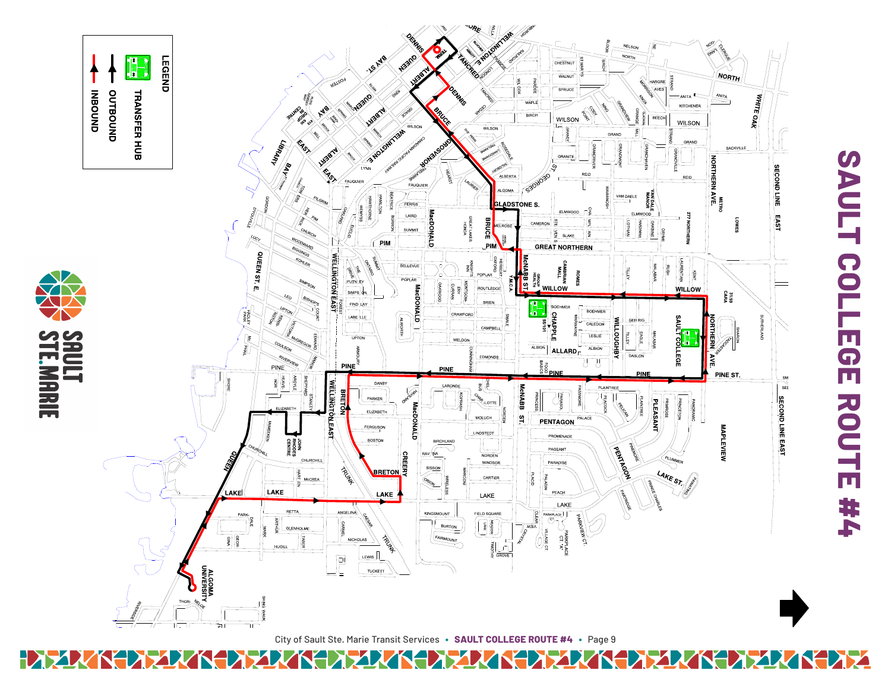# SAULT COLLEGE ROUTE #4

**LEGEND**

- TRANSFER HUB
- OUTBOUND
- INBOUND

SAULT STE.MARIE

SAULT COLLEGE

ALGOMA UNIVERSITY